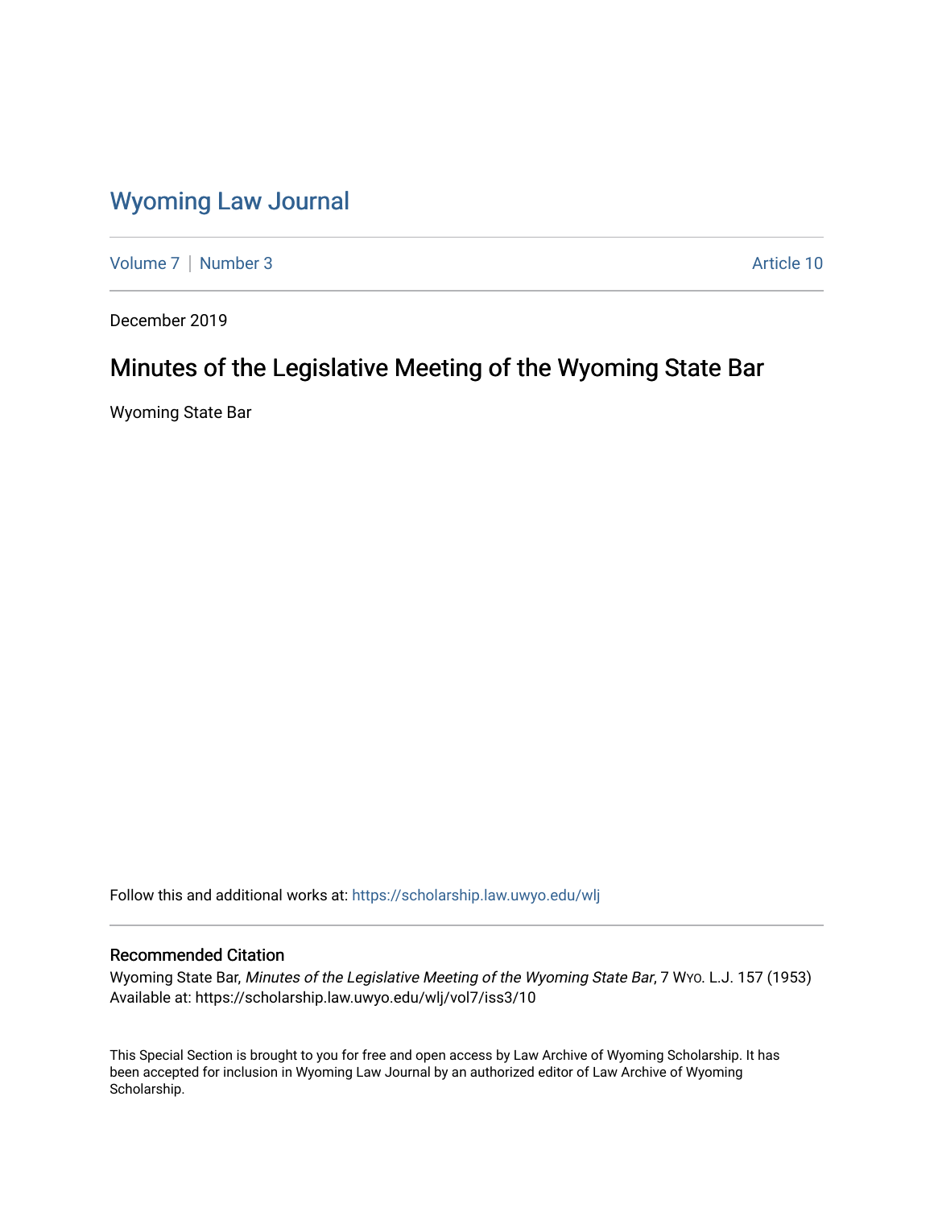# Wyoming Law Journal

Volume 7 | Number 3 Article 10

December 2019

## Minutes of the Legislative Meeting of the Wyoming State Bar

Wyoming State Bar

Follow this and additional works at: https://scholarship.law.uwyo.edu/wlj

### Recommended Citation

Wyoming State Bar, *Minutes of the Legislative Meeting of the Wyoming State Bar*, 7 Wyo. L.J. 157 (1953)
Available at: https://scholarship.law.uwyo.edu/wlj/vol7/iss3/10

This Special Section is brought to you for free and open access by Law Archive of Wyoming Scholarship. It has been accepted for inclusion in Wyoming Law Journal by an authorized editor of Law Archive of Wyoming Scholarship.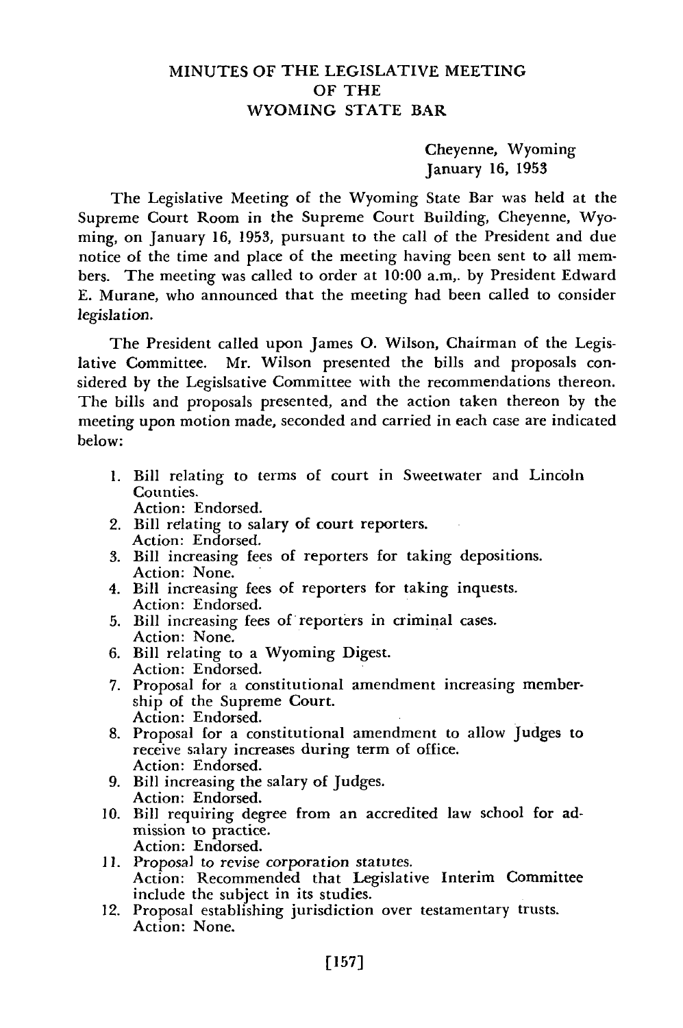# MINUTES OF THE LEGISLATIVE MEETING OF THE WYOMING STATE BAR

Cheyenne, Wyoming
January 16, 1953

The Legislative Meeting of the Wyoming State Bar was held at the Supreme Court Room in the Supreme Court Building, Cheyenne, Wyoming, on January 16, 1953, pursuant to the call of the President and due notice of the time and place of the meeting having been sent to all members. The meeting was called to order at 10:00 a.m,. by President Edward E. Murane, who announced that the meeting had been called to consider legislation.

The President called upon James O. Wilson, Chairman of the Legislative Committee. Mr. Wilson presented the bills and proposals considered by the Legislsative Committee with the recommendations thereon. The bills and proposals presented, and the action taken thereon by the meeting upon motion made, seconded and carried in each case are indicated below:

1. Bill relating to terms of court in Sweetwater and Lincoln Counties.
   Action: Endorsed.
2. Bill relating to salary of court reporters.
   Action: Endorsed.
3. Bill increasing fees of reporters for taking depositions.
   Action: None.
4. Bill increasing fees of reporters for taking inquests.
   Action: Endorsed.
5. Bill increasing fees of reporters in criminal cases.
   Action: None.
6. Bill relating to a Wyoming Digest.
   Action: Endorsed.
7. Proposal for a constitutional amendment increasing membership of the Supreme Court.
   Action: Endorsed.
8. Proposal for a constitutional amendment to allow Judges to receive salary increases during term of office.
   Action: Endorsed.
9. Bill increasing the salary of Judges.
   Action: Endorsed.
10. Bill requiring degree from an accredited law school for admission to practice.
    Action: Endorsed.
11. Proposal to revise corporation statutes.
    Action: Recommended that Legislative Interim Committee include the subject in its studies.
12. Proposal establishing jurisdiction over testamentary trusts.
    Action: None.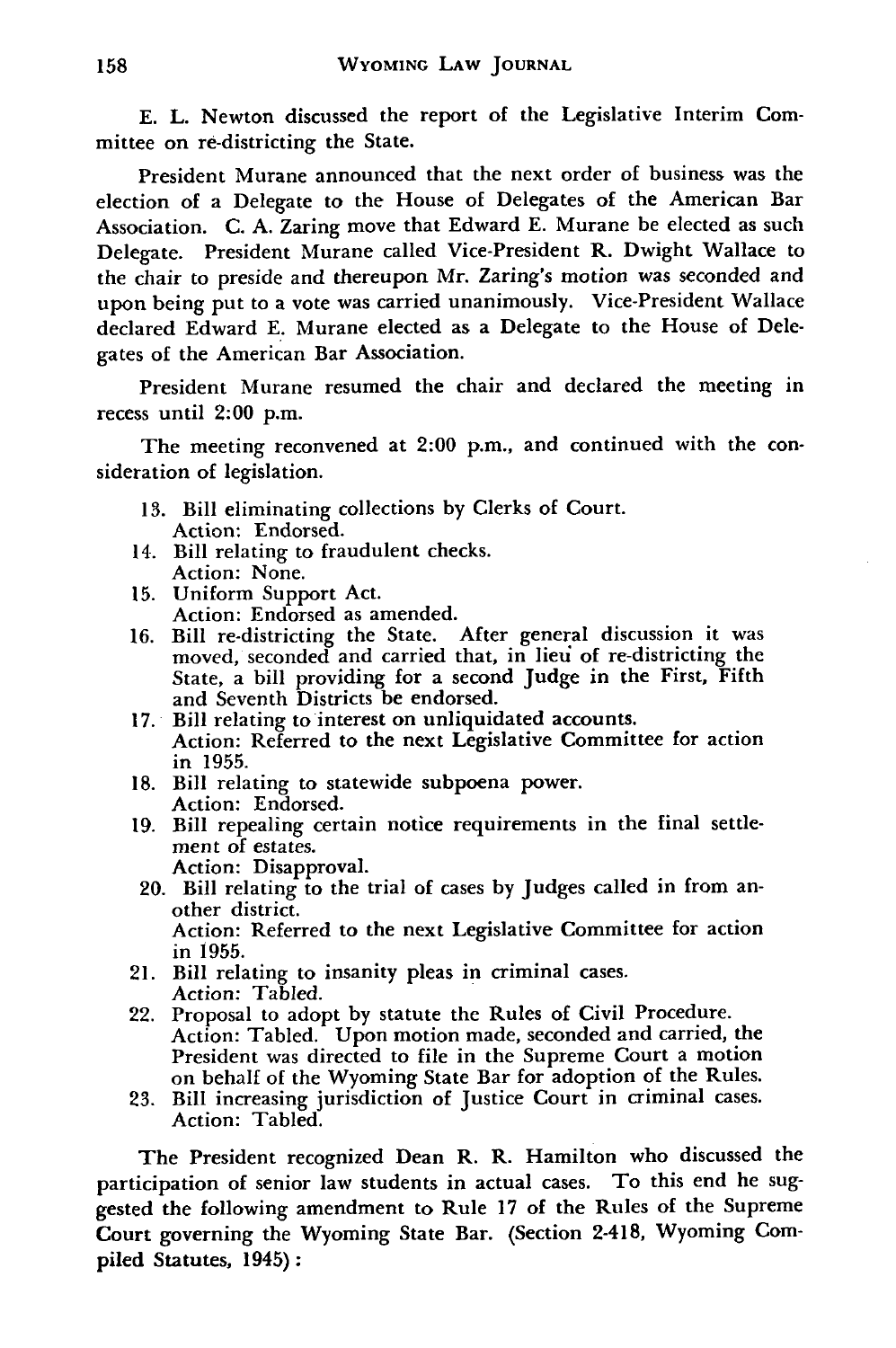E. L. Newton discussed the report of the Legislative Interim Committee on re-districting the State.

President Murane announced that the next order of business was the election of a Delegate to the House of Delegates of the American Bar Association. C. A. Zaring move that Edward E. Murane be elected as such Delegate. President Murane called Vice-President R. Dwight Wallace to the chair to preside and thereupon Mr. Zaring's motion was seconded and upon being put to a vote was carried unanimously. Vice-President Wallace declared Edward E. Murane elected as a Delegate to the House of Delegates of the American Bar Association.

President Murane resumed the chair and declared the meeting in recess until 2:00 p.m.

The meeting reconvened at 2:00 p.m., and continued with the consideration of legislation.

13. Bill eliminating collections by Clerks of Court.
    Action: Endorsed.
14. Bill relating to fraudulent checks.
    Action: None.
15. Uniform Support Act.
    Action: Endorsed as amended.
16. Bill re-districting the State. After general discussion it was moved, seconded and carried that, in lieu of re-districting the State, a bill providing for a second Judge in the First, Fifth and Seventh Districts be endorsed.
17. Bill relating to interest on unliquidated accounts.
    Action: Referred to the next Legislative Committee for action in 1955.
18. Bill relating to statewide subpoena power.
    Action: Endorsed.
19. Bill repealing certain notice requirements in the final settlement of estates.
    Action: Disapproval.
20. Bill relating to the trial of cases by Judges called in from another district.
    Action: Referred to the next Legislative Committee for action in 1955.
21. Bill relating to insanity pleas in criminal cases.
    Action: Tabled.
22. Proposal to adopt by statute the Rules of Civil Procedure.
    Action: Tabled. Upon motion made, seconded and carried, the President was directed to file in the Supreme Court a motion on behalf of the Wyoming State Bar for adoption of the Rules.
23. Bill increasing jurisdiction of Justice Court in criminal cases.
    Action: Tabled.

The President recognized Dean R. R. Hamilton who discussed the participation of senior law students in actual cases. To this end he suggested the following amendment to Rule 17 of the Rules of the Supreme Court governing the Wyoming State Bar. (Section 2-418, Wyoming Compiled Statutes, 1945):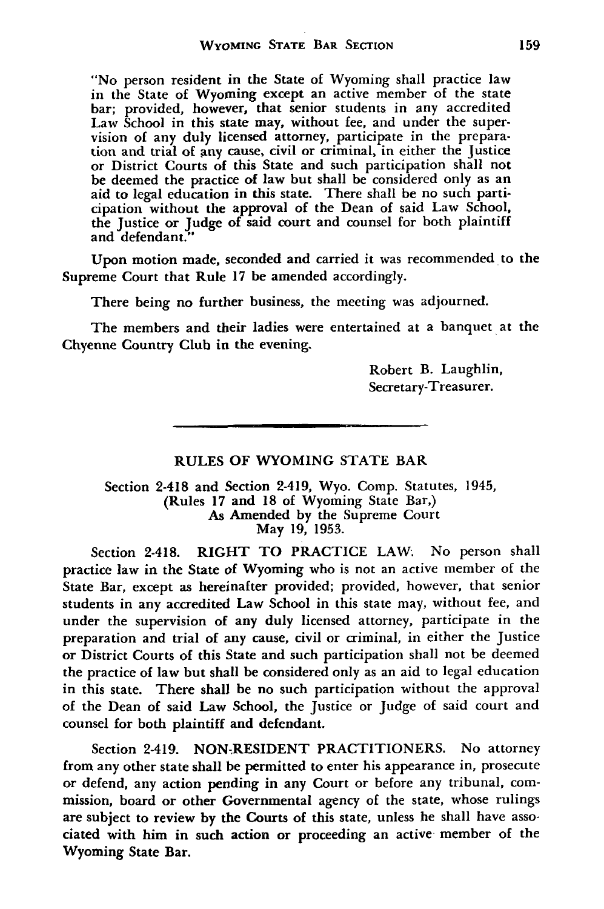"No person resident in the State of Wyoming shall practice law in the State of Wyoming except an active member of the state bar; provided, however, that senior students in any accredited Law School in this state may, without fee, and under the supervision of any duly licensed attorney, participate in the preparation and trial of any cause, civil or criminal, in either the Justice or District Courts of this State and such participation shall not be deemed the practice of law but shall be considered only as an aid to legal education in this state. There shall be no such participation without the approval of the Dean of said Law School, the Justice or Judge of said court and counsel for both plaintiff and defendant."

Upon motion made, seconded and carried it was recommended to the Supreme Court that Rule 17 be amended accordingly.

There being no further business, the meeting was adjourned.

The members and their ladies were entertained at a banquet at the Chyenne Country Club in the evening.

Robert B. Laughlin,
Secretary-Treasurer.

---

## RULES OF WYOMING STATE BAR

Section 2-418 and Section 2-419, Wyo. Comp. Statutes, 1945,
(Rules 17 and 18 of Wyoming State Bar,)
As Amended by the Supreme Court
May 19, 1953.

Section 2-418. RIGHT TO PRACTICE LAW. No person shall practice law in the State of Wyoming who is not an active member of the State Bar, except as hereinafter provided; provided, however, that senior students in any accredited Law School in this state may, without fee, and under the supervision of any duly licensed attorney, participate in the preparation and trial of any cause, civil or criminal, in either the Justice or District Courts of this State and such participation shall not be deemed the practice of law but shall be considered only as an aid to legal education in this state. There shall be no such participation without the approval of the Dean of said Law School, the Justice or Judge of said court and counsel for both plaintiff and defendant.

Section 2-419. NON-RESIDENT PRACTITIONERS. No attorney from any other state shall be permitted to enter his appearance in, prosecute or defend, any action pending in any Court or before any tribunal, commission, board or other Governmental agency of the state, whose rulings are subject to review by the Courts of this state, unless he shall have associated with him in such action or proceeding an active member of the Wyoming State Bar.